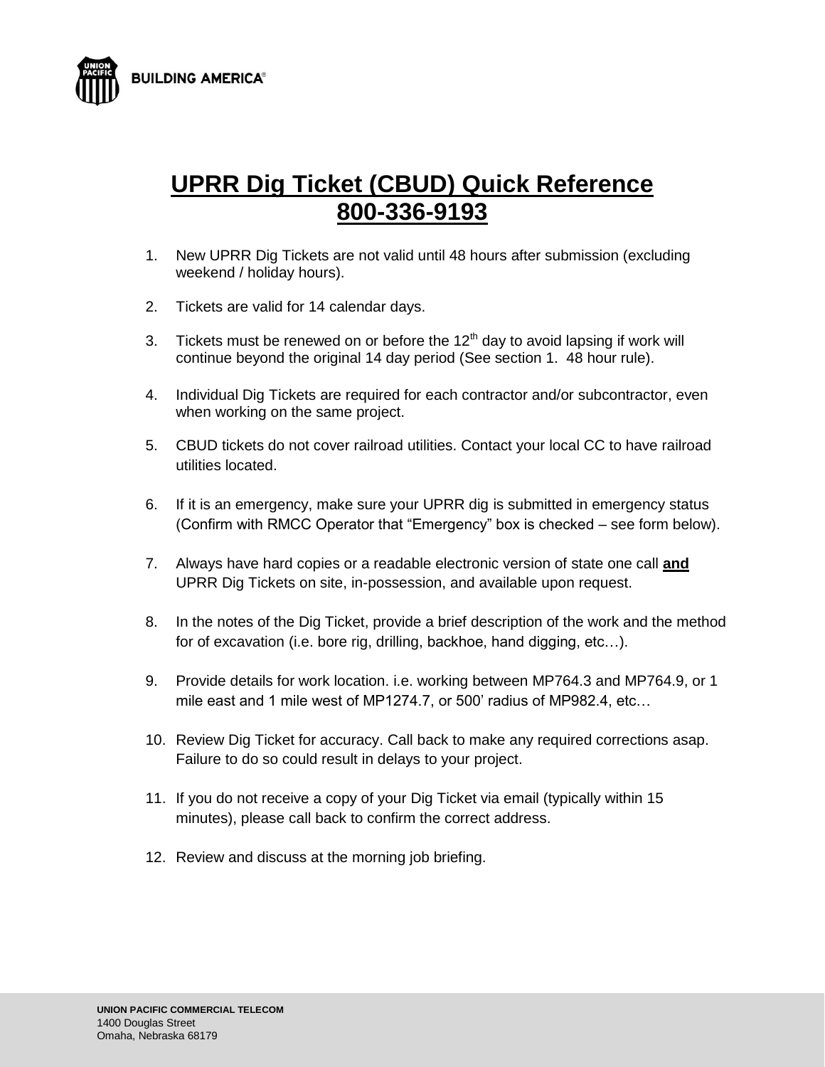BUILDING AMERICA®

# UPRR Dig Ticket (CBUD) Quick Reference
# 800-336-9193

1. New UPRR Dig Tickets are not valid until 48 hours after submission (excluding weekend / holiday hours).

2. Tickets are valid for 14 calendar days.

3. Tickets must be renewed on or before the 12th day to avoid lapsing if work will continue beyond the original 14 day period (See section 1. 48 hour rule).

4. Individual Dig Tickets are required for each contractor and/or subcontractor, even when working on the same project.

5. CBUD tickets do not cover railroad utilities. Contact your local CC to have railroad utilities located.

6. If it is an emergency, make sure your UPRR dig is submitted in emergency status (Confirm with RMCC Operator that “Emergency” box is checked – see form below).

7. Always have hard copies or a readable electronic version of state one call **and** UPRR Dig Tickets on site, in-possession, and available upon request.

8. In the notes of the Dig Ticket, provide a brief description of the work and the method for of excavation (i.e. bore rig, drilling, backhoe, hand digging, etc…).

9. Provide details for work location. i.e. working between MP764.3 and MP764.9, or 1 mile east and 1 mile west of MP1274.7, or 500’ radius of MP982.4, etc…

10. Review Dig Ticket for accuracy. Call back to make any required corrections asap. Failure to do so could result in delays to your project.

11. If you do not receive a copy of your Dig Ticket via email (typically within 15 minutes), please call back to confirm the correct address.

12. Review and discuss at the morning job briefing.

**UNION PACIFIC COMMERCIAL TELECOM**
1400 Douglas Street
Omaha, Nebraska 68179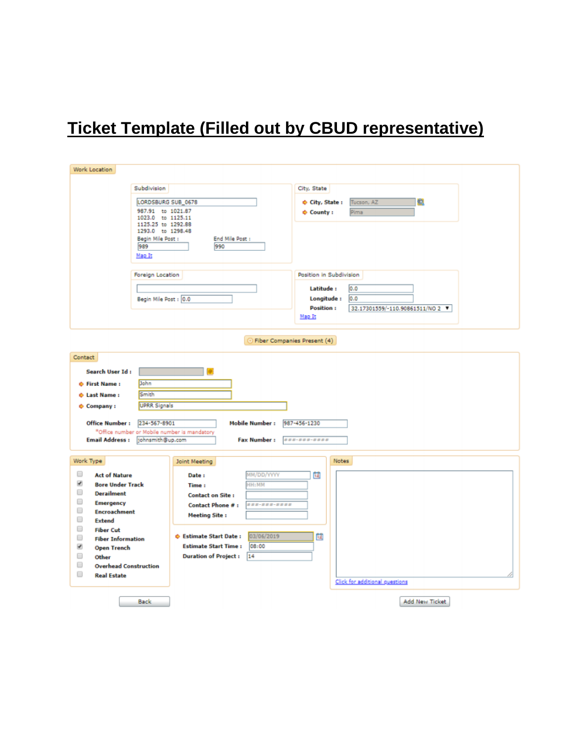# Ticket Template (Filled out by CBUD representative)

**Work Location**

**Subdivision**

LORDSBURG SUB_0678

987.91 to 1021.87
1023.0 to 1125.11
1125.25 to 1292.88
1293.0 to 1298.48

Begin Mile Post : 989 End Mile Post : 990

Map It

**City, State**

City, State : Tucson, AZ
County : Pima

**Foreign Location**

Begin Mile Post : 0.0

**Position in Subdivision**

Latitude : 0.0
Longitude : 0.0
Position : 32.17301559/-110.90861511/NO 2

Map It

Fiber Companies Present (4)

**Contact**

Search User Id :
First Name : John
Last Name : Smith
Company : UPRR Signals

Office Number : 234-567-8901 Mobile Number : 987-456-1230
*Office number or Mobile number is mandatory
Email Address : johnsmith@up.com Fax Number : ###-###-####

**Work Type**

- [ ] Act of Nature
- [x] Bore Under Track
- [ ] Derailment
- [ ] Emergency
- [ ] Encroachment
- [ ] Extend
- [ ] Fiber Cut
- [ ] Fiber Information
- [x] Open Trench
- [ ] Other
- [ ] Overhead Construction
- [ ] Real Estate

**Joint Meeting**

Date : MM/DD/YYYY
Time : HH:MM
Contact on Site :
Contact Phone # : ###-###-####
Meeting Site :

Estimate Start Date : 03/06/2019
Estimate Start Time : 08:00
Duration of Project : 14

**Notes**

Click for additional questions

Back Add New Ticket